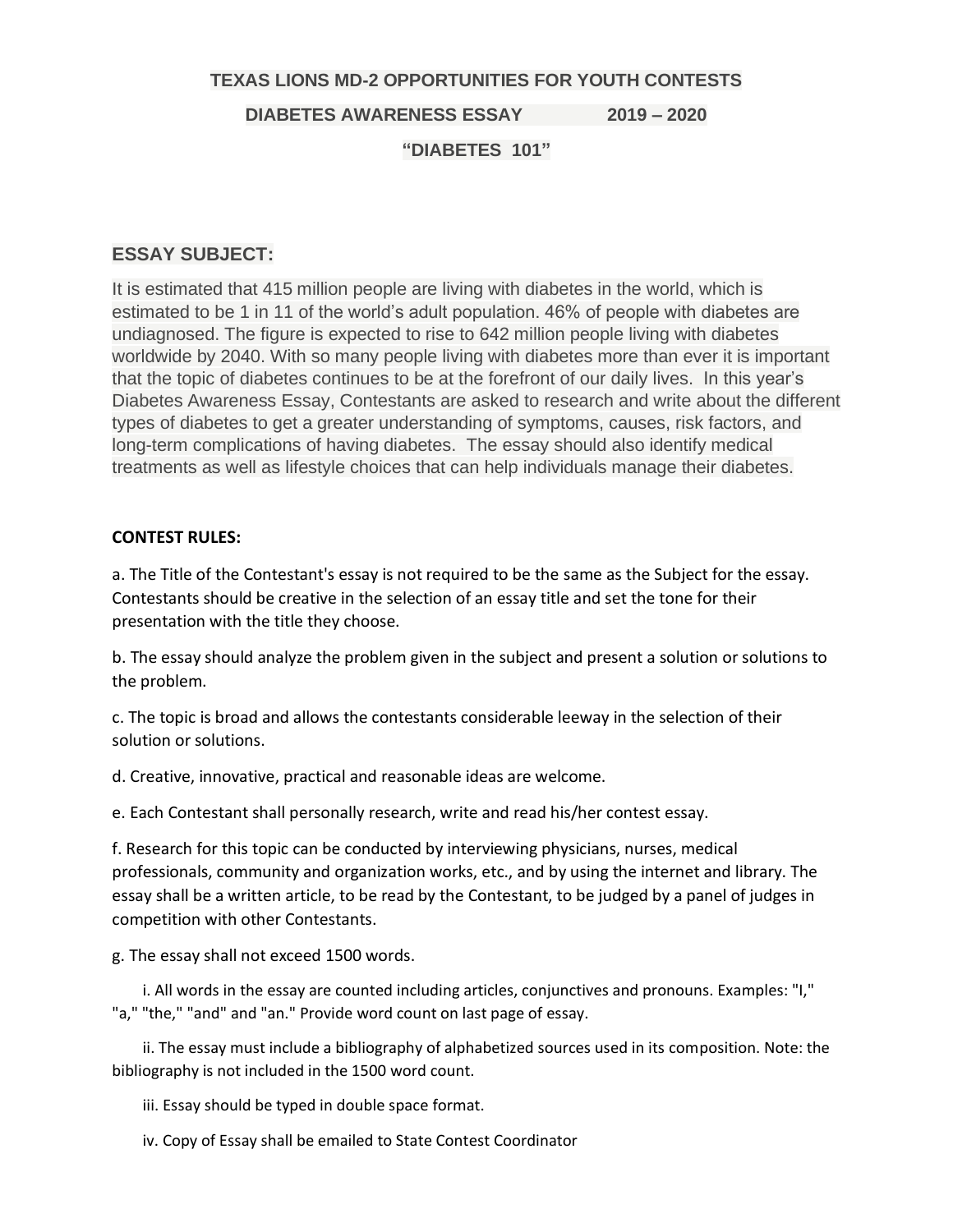# TEXAS LIONS MD-2 OPPORTUNITIES FOR YOUTH CONTESTS

## DIABETES AWARENESS ESSAY 2019 – 2020

## "DIABETES 101"

## ESSAY SUBJECT:

It is estimated that 415 million people are living with diabetes in the world, which is estimated to be 1 in 11 of the world's adult population. 46% of people with diabetes are undiagnosed. The figure is expected to rise to 642 million people living with diabetes worldwide by 2040. With so many people living with diabetes more than ever it is important that the topic of diabetes continues to be at the forefront of our daily lives. In this year's Diabetes Awareness Essay, Contestants are asked to research and write about the different types of diabetes to get a greater understanding of symptoms, causes, risk factors, and long-term complications of having diabetes. The essay should also identify medical treatments as well as lifestyle choices that can help individuals manage their diabetes.

**CONTEST RULES:**

a. The Title of the Contestant's essay is not required to be the same as the Subject for the essay. Contestants should be creative in the selection of an essay title and set the tone for their presentation with the title they choose.

b. The essay should analyze the problem given in the subject and present a solution or solutions to the problem.

c. The topic is broad and allows the contestants considerable leeway in the selection of their solution or solutions.

d. Creative, innovative, practical and reasonable ideas are welcome.

e. Each Contestant shall personally research, write and read his/her contest essay.

f. Research for this topic can be conducted by interviewing physicians, nurses, medical professionals, community and organization works, etc., and by using the internet and library. The essay shall be a written article, to be read by the Contestant, to be judged by a panel of judges in competition with other Contestants.

g. The essay shall not exceed 1500 words.

i. All words in the essay are counted including articles, conjunctives and pronouns. Examples: "I," "a," "the," "and" and "an." Provide word count on last page of essay.

ii. The essay must include a bibliography of alphabetized sources used in its composition. Note: the bibliography is not included in the 1500 word count.

iii. Essay should be typed in double space format.

iv. Copy of Essay shall be emailed to State Contest Coordinator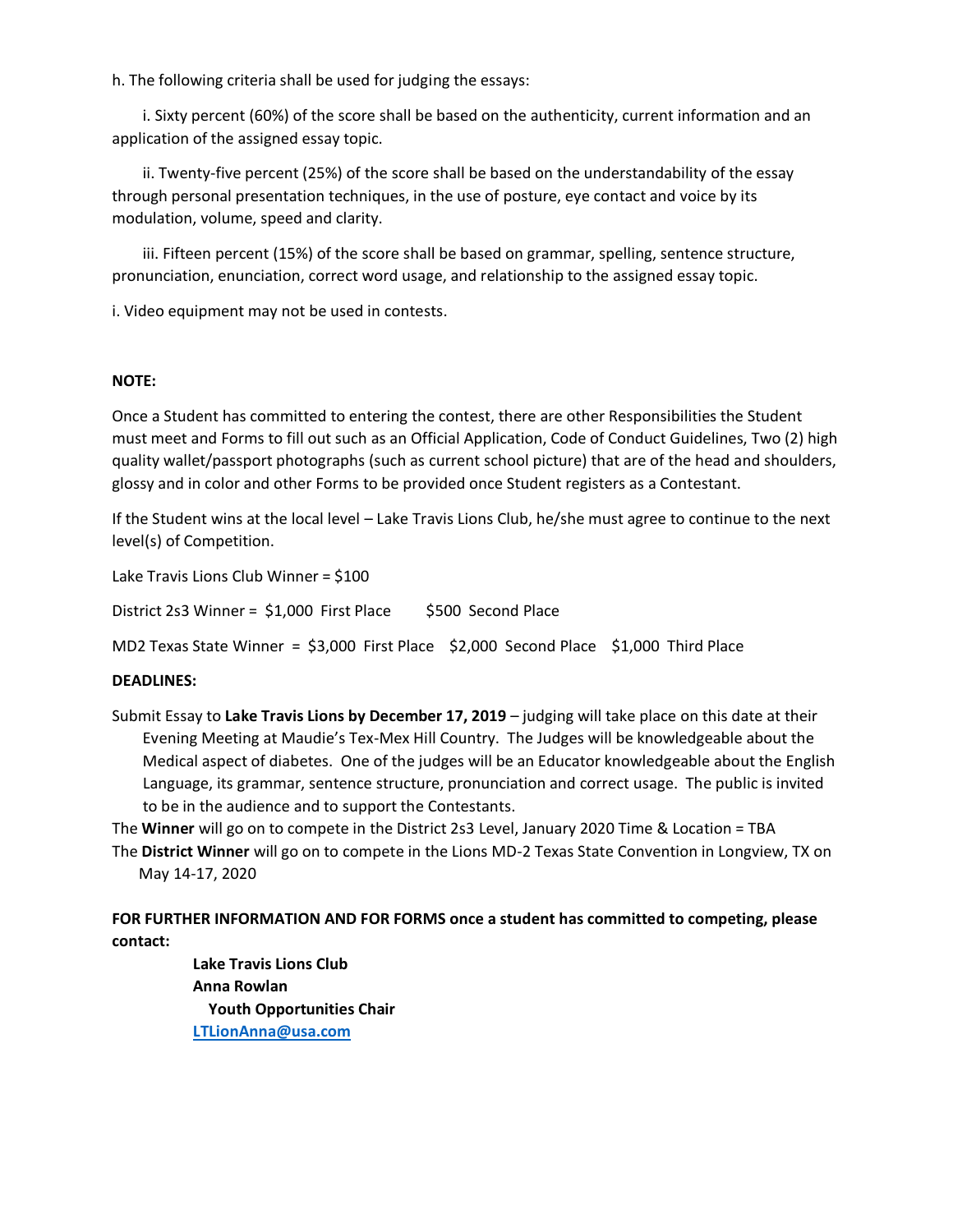h. The following criteria shall be used for judging the essays:

i. Sixty percent (60%) of the score shall be based on the authenticity, current information and an application of the assigned essay topic.

ii. Twenty-five percent (25%) of the score shall be based on the understandability of the essay through personal presentation techniques, in the use of posture, eye contact and voice by its modulation, volume, speed and clarity.

iii. Fifteen percent (15%) of the score shall be based on grammar, spelling, sentence structure, pronunciation, enunciation, correct word usage, and relationship to the assigned essay topic.

i. Video equipment may not be used in contests.

**NOTE:**

Once a Student has committed to entering the contest, there are other Responsibilities the Student must meet and Forms to fill out such as an Official Application, Code of Conduct Guidelines, Two (2) high quality wallet/passport photographs (such as current school picture) that are of the head and shoulders, glossy and in color and other Forms to be provided once Student registers as a Contestant.

If the Student wins at the local level – Lake Travis Lions Club, he/she must agree to continue to the next level(s) of Competition.

Lake Travis Lions Club Winner = $100

District 2s3 Winner = $1,000 First Place    $500 Second Place

MD2 Texas State Winner = $3,000 First Place   $2,000 Second Place   $1,000 Third Place

**DEADLINES:**

Submit Essay to **Lake Travis Lions by December 17, 2019** – judging will take place on this date at their Evening Meeting at Maudie's Tex-Mex Hill Country. The Judges will be knowledgeable about the Medical aspect of diabetes. One of the judges will be an Educator knowledgeable about the English Language, its grammar, sentence structure, pronunciation and correct usage. The public is invited to be in the audience and to support the Contestants.

The **Winner** will go on to compete in the District 2s3 Level, January 2020 Time & Location = TBA

The **District Winner** will go on to compete in the Lions MD-2 Texas State Convention in Longview, TX on May 14-17, 2020

**FOR FURTHER INFORMATION AND FOR FORMS once a student has committed to competing, please contact:**

**Lake Travis Lions Club**
**Anna Rowlan**
**Youth Opportunities Chair**
**LTLionAnna@usa.com**